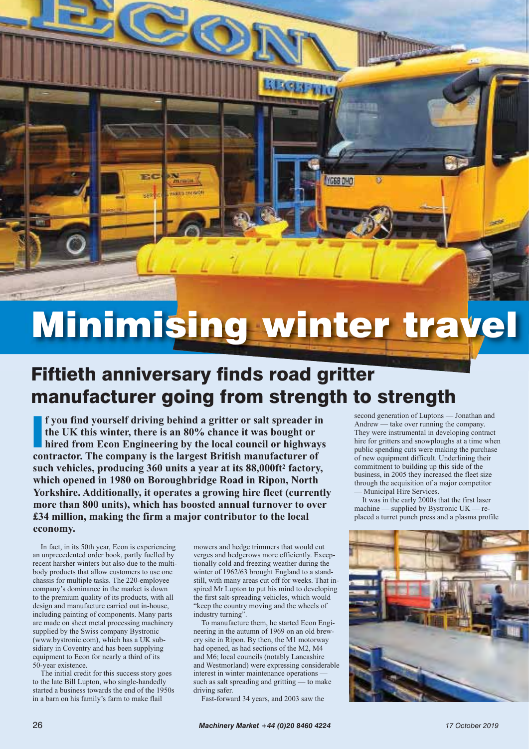# Minimising winter travel

## Fiftieth anniversary finds road gritter manufacturer going from strength to strength

**If you find yourself driving behind a gritter or salt spreader in the UK this winter, there is an 80% chance it was bought or hired from Econ Engineering by the local council or highways contractor. The company is the largest British manufacturer of such vehicles, producing 360 units a year at its 88,000ft² factory, which opened in 1980 on Boroughbridge Road in Ripon, North Yorkshire. Additionally, it operates a growing hire fleet (currently more than 800 units), which has boosted annual turnover to over £34 million, making the firm a major contributor to the local economy.**

In fact, in its 50th year, Econ is experiencing an unprecedented order book, partly fuelled by recent harsher winters but also due to the multi-body products that allow customers to use one chassis for multiple tasks. The 220-employee company's dominance in the market is down to the premium quality of its products, with all design and manufacture carried out in-house, including painting of components. Many parts are made on sheet metal processing machinery supplied by the Swiss company Bystronic (www.bystronic.com), which has a UK subsidiary in Coventry and has been supplying equipment to Econ for nearly a third of its 50-year existence.

The initial credit for this success story goes to the late Bill Lupton, who single-handedly started a business towards the end of the 1950s in a barn on his family's farm to make flail mowers and hedge trimmers that would cut verges and hedgerows more efficiently. Exceptionally cold and freezing weather during the winter of 1962/63 brought England to a standstill, with many areas cut off for weeks. That inspired Mr Lupton to put his mind to developing the first salt-spreading vehicles, which would "keep the country moving and the wheels of industry turning".

To manufacture them, he started Econ Engineering in the autumn of 1969 on an old brewery site in Ripon. By then, the M1 motorway had opened, as had sections of the M2, M4 and M6; local councils (notably Lancashire and Westmorland) were expressing considerable interest in winter maintenance operations — such as salt spreading and gritting — to make driving safer.

Fast-forward 34 years, and 2003 saw the second generation of Luptons — Jonathan and Andrew — take over running the company. They were instrumental in developing contract hire for gritters and snowploughs at a time when public spending cuts were making the purchase of new equipment difficult. Underlining their commitment to building up this side of the business, in 2005 they increased the fleet size through the acquisition of a major competitor — Municipal Hire Services.

It was in the early 2000s that the first laser machine — supplied by Bystronic UK — replaced a turret punch press and a plasma profile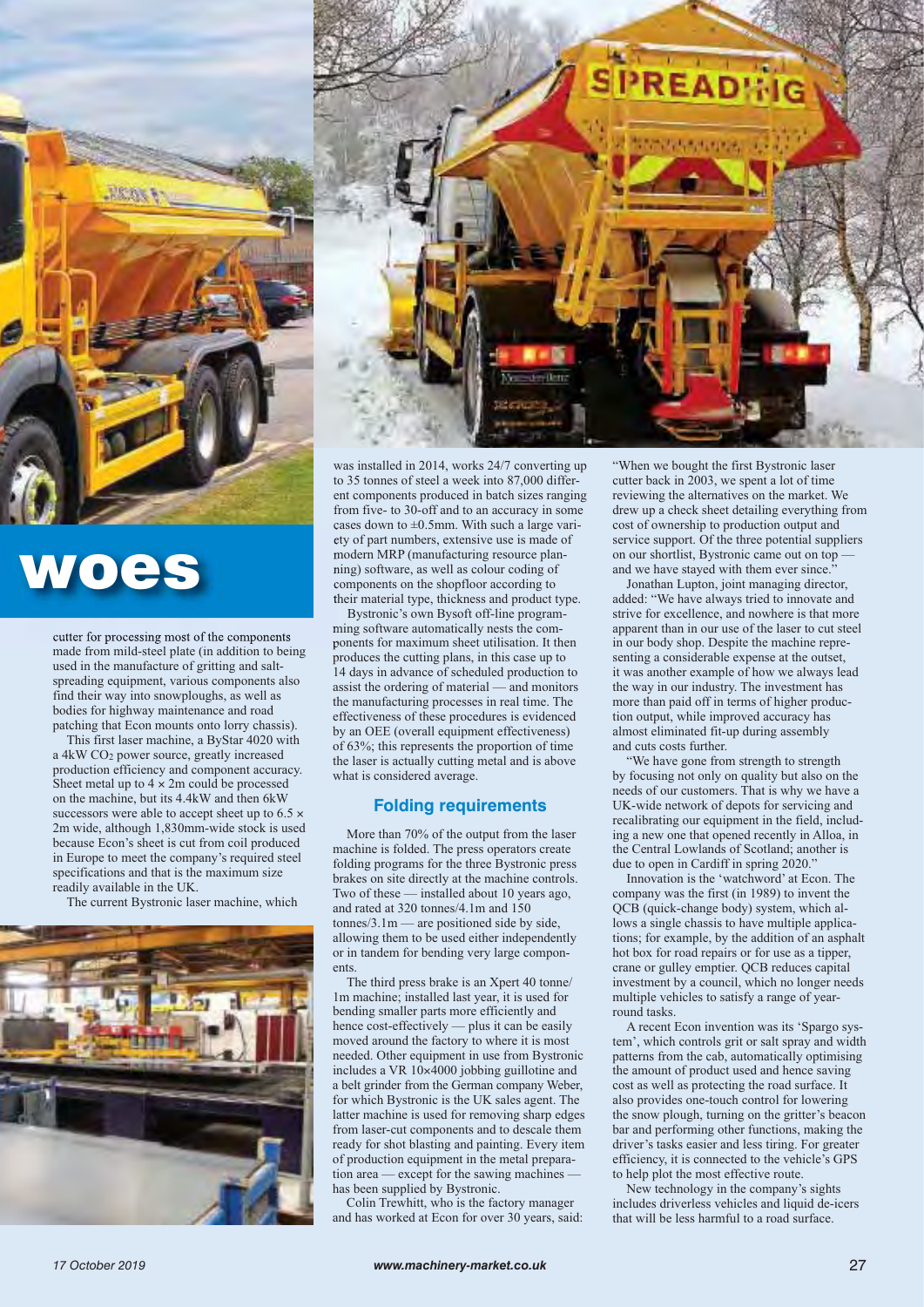# woes

cutter for processing most of the components made from mild-steel plate (in addition to being used in the manufacture of gritting and salt-spreading equipment, various components also find their way into snowploughs, as well as bodies for highway maintenance and road patching that Econ mounts onto lorry chassis).

This first laser machine, a ByStar 4020 with a 4kW $CO_2$ power source, greatly increased production efficiency and component accuracy. Sheet metal up to 4 × 2m could be processed on the machine, but its 4.4kW and then 6kW successors were able to accept sheet up to 6.5 × 2m wide, although 1,830mm-wide stock is used because Econ's sheet is cut from coil produced in Europe to meet the company's required steel specifications and that is the maximum size readily available in the UK.

The current Bystronic laser machine, which was installed in 2014, works 24/7 converting up to 35 tonnes of steel a week into 87,000 different components produced in batch sizes ranging from five- to 30-off and to an accuracy in some cases down to ±0.5mm. With such a large variety of part numbers, extensive use is made of modern MRP (manufacturing resource planning) software, as well as colour coding of components on the shopfloor according to their material type, thickness and product type.

Bystronic's own Bysoft off-line programming software automatically nests the components for maximum sheet utilisation. It then produces the cutting plans, in this case up to 14 days in advance of scheduled production to assist the ordering of material — and monitors the manufacturing processes in real time. The effectiveness of these procedures is evidenced by an OEE (overall equipment effectiveness) of 63%; this represents the proportion of time the laser is actually cutting metal and is above what is considered average.

## Folding requirements

More than 70% of the output from the laser machine is folded. The press operators create folding programs for the three Bystronic press brakes on site directly at the machine controls. Two of these — installed about 10 years ago, and rated at 320 tonnes/4.1m and 150 tonnes/3.1m — are positioned side by side, allowing them to be used either independently or in tandem for bending very large components.

The third press brake is an Xpert 40 tonne/1m machine; installed last year, it is used for bending smaller parts more efficiently and hence cost-effectively — plus it can be easily moved around the factory to where it is most needed. Other equipment in use from Bystronic includes a VR 10×4000 jobbing guillotine and a belt grinder from the German company Weber, for which Bystronic is the UK sales agent. The latter machine is used for removing sharp edges from laser-cut components and to descale them ready for shot blasting and painting. Every item of production equipment in the metal preparation area — except for the sawing machines — has been supplied by Bystronic.

Colin Trewhitt, who is the factory manager and has worked at Econ for over 30 years, said: "When we bought the first Bystronic laser cutter back in 2003, we spent a lot of time reviewing the alternatives on the market. We drew up a check sheet detailing everything from cost of ownership to production output and service support. Of the three potential suppliers on our shortlist, Bystronic came out on top — and we have stayed with them ever since."

Jonathan Lupton, joint managing director, added: "We have always tried to innovate and strive for excellence, and nowhere is that more apparent than in our use of the laser to cut steel in our body shop. Despite the machine representing a considerable expense at the outset, it was another example of how we always lead the way in our industry. The investment has more than paid off in terms of higher production output, while improved accuracy has almost eliminated fit-up during assembly and cuts costs further.

"We have gone from strength to strength by focusing not only on quality but also on the needs of our customers. That is why we have a UK-wide network of depots for servicing and recalibrating our equipment in the field, including a new one that opened recently in Alloa, in the Central Lowlands of Scotland; another is due to open in Cardiff in spring 2020."

Innovation is the 'watchword' at Econ. The company was the first (in 1989) to invent the QCB (quick-change body) system, which allows a single chassis to have multiple applications; for example, by the addition of an asphalt hot box for road repairs or for use as a tipper, crane or gulley emptier. QCB reduces capital investment by a council, which no longer needs multiple vehicles to satisfy a range of year-round tasks.

A recent Econ invention was its 'Spargo system', which controls grit or salt spray and width patterns from the cab, automatically optimising the amount of product used and hence saving cost as well as protecting the road surface. It also provides one-touch control for lowering the snow plough, turning on the gritter's beacon bar and performing other functions, making the driver's tasks easier and less tiring. For greater efficiency, it is connected to the vehicle's GPS to help plot the most effective route.

New technology in the company's sights includes driverless vehicles and liquid de-icers that will be less harmful to a road surface.